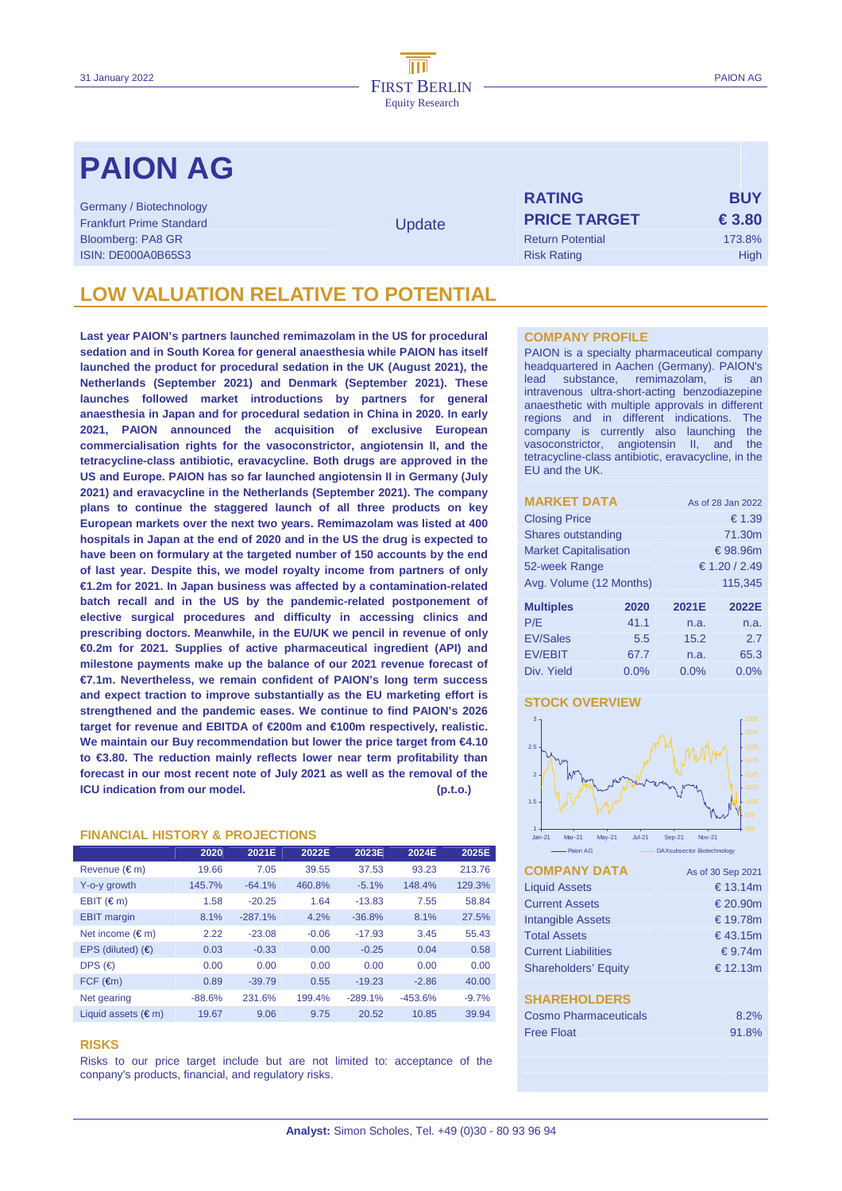31 January 2022

# PAION AG

Germany / Biotechnology
Frankfurt Prime Standard
Bloomberg: PA8 GR
ISIN: DE000A0B65S3

Update

| | |
|---|---|
| **RATING** | **BUY** |
| **PRICE TARGET** | **€ 3.80** |
| Return Potential | 173.8% |
| Risk Rating | High |

## LOW VALUATION RELATIVE TO POTENTIAL

**Last year PAION's partners launched remimazolam in the US for procedural sedation and in South Korea for general anaesthesia while PAION has itself launched the product for procedural sedation in the UK (August 2021), the Netherlands (September 2021) and Denmark (September 2021). These launches followed market introductions by partners for general anaesthesia in Japan and for procedural sedation in China in 2020. In early 2021, PAION announced the acquisition of exclusive European commercialisation rights for the vasoconstrictor, angiotensin II, and the tetracycline-class antibiotic, eravacycline. Both drugs are approved in the US and Europe. PAION has so far launched angiotensin II in Germany (July 2021) and eravacycline in the Netherlands (September 2021). The company plans to continue the staggered launch of all three products on key European markets over the next two years. Remimazolam was listed at 400 hospitals in Japan at the end of 2020 and in the US the drug is expected to have been on formulary at the targeted number of 150 accounts by the end of last year. Despite this, we model royalty income from partners of only €1.2m for 2021. In Japan business was affected by a contamination-related batch recall and in the US by the pandemic-related postponement of elective surgical procedures and difficulty in accessing clinics and prescribing doctors. Meanwhile, in the EU/UK we pencil in revenue of only €0.2m for 2021. Supplies of active pharmaceutical ingredient (API) and milestone payments make up the balance of our 2021 revenue forecast of €7.1m. Nevertheless, we remain confident of PAION's long term success and expect traction to improve substantially as the EU marketing effort is strengthened and the pandemic eases. We continue to find PAION's 2026 target for revenue and EBITDA of €200m and €100m respectively, realistic. We maintain our Buy recommendation but lower the price target from €4.10 to €3.80. The reduction mainly reflects lower near term profitability than forecast in our most recent note of July 2021 as well as the removal of the ICU indication from our model. (p.t.o.)**

### FINANCIAL HISTORY & PROJECTIONS

| | 2020 | 2021E | 2022E | 2023E | 2024E | 2025E |
|---|---|---|---|---|---|---|
| Revenue (€ m) | 19.66 | 7.05 | 39.55 | 37.53 | 93.23 | 213.76 |
| Y-o-y growth | 145.7% | -64.1% | 460.8% | -5.1% | 148.4% | 129.3% |
| EBIT (€ m) | 1.58 | -20.25 | 1.64 | -13.83 | 7.55 | 58.84 |
| EBIT margin | 8.1% | -287.1% | 4.2% | -36.8% | 8.1% | 27.5% |
| Net income (€ m) | 2.22 | -23.08 | -0.06 | -17.93 | 3.45 | 55.43 |
| EPS (diluted) (€) | 0.03 | -0.33 | 0.00 | -0.25 | 0.04 | 0.58 |
| DPS (€) | 0.00 | 0.00 | 0.00 | 0.00 | 0.00 | 0.00 |
| FCF (€m) | 0.89 | -39.79 | 0.55 | -19.23 | -2.86 | 40.00 |
| Net gearing | -88.6% | 231.6% | 199.4% | -289.1% | -453.6% | -9.7% |
| Liquid assets (€ m) | 19.67 | 9.06 | 9.75 | 20.52 | 10.85 | 39.94 |

### RISKS

Risks to our price target include but are not limited to: acceptance of the conpany's products, financial, and regulatory risks.

### COMPANY PROFILE

PAION is a specialty pharmaceutical company headquartered in Aachen (Germany). PAION's lead substance, remimazolam, is an intravenous ultra-short-acting benzodiazepine anaesthetic with multiple approvals in different regions and in different indications. The company is currently also launching the vasoconstrictor, angiotensin II, and the tetracycline-class antibiotic, eravacycline, in the EU and the UK.

### MARKET DATA

As of 28 Jan 2022

| | |
|---|---|
| Closing Price | € 1.39 |
| Shares outstanding | 71.30m |
| Market Capitalisation | € 98.96m |
| 52-week Range | € 1.20 / 2.49 |
| Avg. Volume (12 Months) | 115,345 |

| Multiples | 2020 | 2021E | 2022E |
|---|---|---|---|
| P/E | 41.1 | n.a. | n.a. |
| EV/Sales | 5.5 | 15.2 | 2.7 |
| EV/EBIT | 67.7 | n.a. | 65.3 |
| Div. Yield | 0.0% | 0.0% | 0.0% |

### STOCK OVERVIEW

Paion AG — DAXsubsector Biotechnology

### COMPANY DATA

As of 30 Sep 2021

| | |
|---|---|
| Liquid Assets | € 13.14m |
| Current Assets | € 20.90m |
| Intangible Assets | € 19.78m |
| Total Assets | € 43.15m |
| Current Liabilities | € 9.74m |
| Shareholders' Equity | € 12.13m |

### SHAREHOLDERS

| | |
|---|---|
| Cosmo Pharmaceuticals | 8.2% |
| Free Float | 91.8% |

**Analyst:** Simon Scholes, Tel. +49 (0)30 - 80 93 96 94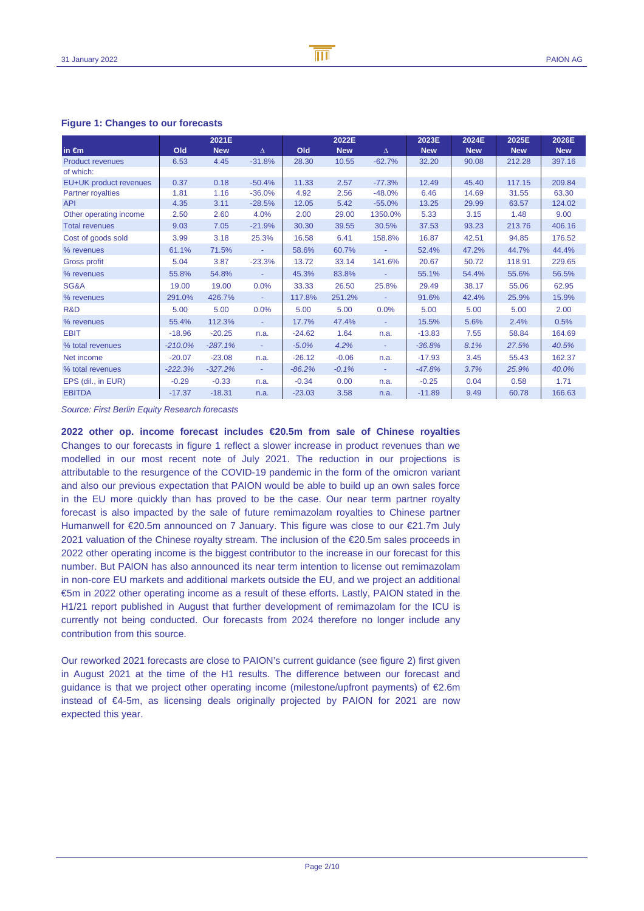**Figure 1: Changes to our forecasts**

| in €m | 2021E | | | 2022E | | | 2023E | 2024E | 2025E | 2026E |
|---|---|---|---|---|---|---|---|---|---|---|
| | Old | New | Δ | Old | New | Δ | New | New | New | New |
| Product revenues | 6.53 | 4.45 | -31.8% | 28.30 | 10.55 | -62.7% | 32.20 | 90.08 | 212.28 | 397.16 |
| of which: | | | | | | | | | | |
| EU+UK product revenues | 0.37 | 0.18 | -50.4% | 11.33 | 2.57 | -77.3% | 12.49 | 45.40 | 117.15 | 209.84 |
| Partner royalties | 1.81 | 1.16 | -36.0% | 4.92 | 2.56 | -48.0% | 6.46 | 14.69 | 31.55 | 63.30 |
| API | 4.35 | 3.11 | -28.5% | 12.05 | 5.42 | -55.0% | 13.25 | 29.99 | 63.57 | 124.02 |
| Other operating income | 2.50 | 2.60 | 4.0% | 2.00 | 29.00 | 1350.0% | 5.33 | 3.15 | 1.48 | 9.00 |
| Total revenues | 9.03 | 7.05 | -21.9% | 30.30 | 39.55 | 30.5% | 37.53 | 93.23 | 213.76 | 406.16 |
| Cost of goods sold | 3.99 | 3.18 | 25.3% | 16.58 | 6.41 | 158.8% | 16.87 | 42.51 | 94.85 | 176.52 |
| % revenues | 61.1% | 71.5% | - | 58.6% | 60.7% | - | 52.4% | 47.2% | 44.7% | 44.4% |
| Gross profit | 5.04 | 3.87 | -23.3% | 13.72 | 33.14 | 141.6% | 20.67 | 50.72 | 118.91 | 229.65 |
| % revenues | 55.8% | 54.8% | - | 45.3% | 83.8% | - | 55.1% | 54.4% | 55.6% | 56.5% |
| SG&A | 19.00 | 19.00 | 0.0% | 33.33 | 26.50 | 25.8% | 29.49 | 38.17 | 55.06 | 62.95 |
| % revenues | 291.0% | 426.7% | - | 117.8% | 251.2% | - | 91.6% | 42.4% | 25.9% | 15.9% |
| R&D | 5.00 | 5.00 | 0.0% | 5.00 | 5.00 | 0.0% | 5.00 | 5.00 | 5.00 | 2.00 |
| % revenues | 55.4% | 112.3% | - | 17.7% | 47.4% | - | 15.5% | 5.6% | 2.4% | 0.5% |
| EBIT | -18.96 | -20.25 | n.a. | -24.62 | 1.64 | n.a. | -13.83 | 7.55 | 58.84 | 164.69 |
| % total revenues | *-210.0%* | *-287.1%* | - | *-5.0%* | *4.2%* | - | *-36.8%* | *8.1%* | *27.5%* | *40.5%* |
| Net income | -20.07 | -23.08 | n.a. | -26.12 | -0.06 | n.a. | -17.93 | 3.45 | 55.43 | 162.37 |
| % total revenues | *-222.3%* | *-327.2%* | - | *-86.2%* | *-0.1%* | - | *-47.8%* | *3.7%* | *25.9%* | *40.0%* |
| EPS (dil., in EUR) | -0.29 | -0.33 | n.a. | -0.34 | 0.00 | n.a. | -0.25 | 0.04 | 0.58 | 1.71 |
| EBITDA | -17.37 | -18.31 | n.a. | -23.03 | 3.58 | n.a. | -11.89 | 9.49 | 60.78 | 166.63 |

*Source: First Berlin Equity Research forecasts*

**2022 other op. income forecast includes €20.5m from sale of Chinese royalties** Changes to our forecasts in figure 1 reflect a slower increase in product revenues than we modelled in our most recent note of July 2021. The reduction in our projections is attributable to the resurgence of the COVID-19 pandemic in the form of the omicron variant and also our previous expectation that PAION would be able to build up an own sales force in the EU more quickly than has proved to be the case. Our near term partner royalty forecast is also impacted by the sale of future remimazolam royalties to Chinese partner Humanwell for €20.5m announced on 7 January. This figure was close to our €21.7m July 2021 valuation of the Chinese royalty stream. The inclusion of the €20.5m sales proceeds in 2022 other operating income is the biggest contributor to the increase in our forecast for this number. But PAION has also announced its near term intention to license out remimazolam in non-core EU markets and additional markets outside the EU, and we project an additional €5m in 2022 other operating income as a result of these efforts. Lastly, PAION stated in the H1/21 report published in August that further development of remimazolam for the ICU is currently not being conducted. Our forecasts from 2024 therefore no longer include any contribution from this source.

Our reworked 2021 forecasts are close to PAION's current guidance (see figure 2) first given in August 2021 at the time of the H1 results. The difference between our forecast and guidance is that we project other operating income (milestone/upfront payments) of €2.6m instead of €4-5m, as licensing deals originally projected by PAION for 2021 are now expected this year.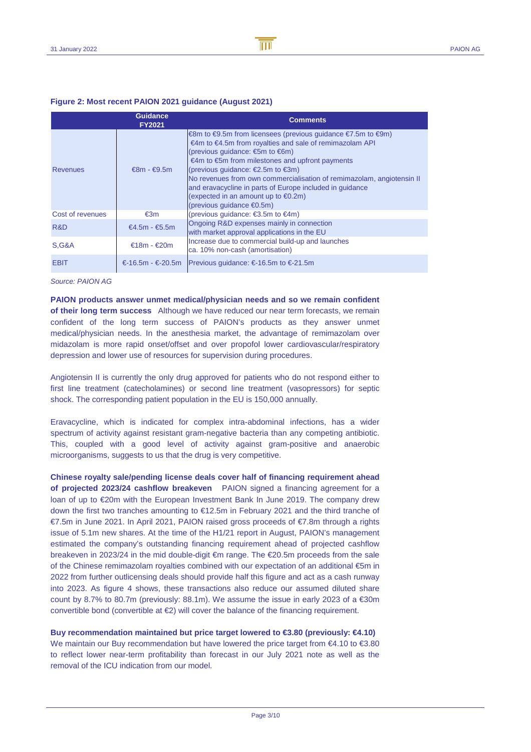**Figure 2: Most recent PAION 2021 guidance (August 2021)**

| | Guidance FY2021 | Comments |
|---|---|---|
| Revenues | €8m - €9.5m | €8m to €9.5m from licensees (previous guidance €7.5m to €9m)<br>€4m to €4.5m from royalties and sale of remimazolam API (previous guidance: €5m to €6m)<br>€4m to €5m from milestones and upfront payments (previous guidance: €2.5m to €3m)<br>No revenues from own commercialisation of remimazolam, angiotensin II and eravacycline in parts of Europe included in guidance (expected in an amount up to €0.2m) (previous guidance €0.5m) |
| Cost of revenues | €3m | (previous guidance: €3.5m to €4m) |
| R&D | €4.5m - €5.5m | Ongoing R&D expenses mainly in connection with market approval applications in the EU |
| S,G&A | €18m - €20m | Increase due to commercial build-up and launches ca. 10% non-cash (amortisation) |
| EBIT | €-16.5m - €-20.5m | Previous guidance: €-16.5m to €-21.5m |

*Source: PAION AG*

**PAION products answer unmet medical/physician needs and so we remain confident of their long term success** Although we have reduced our near term forecasts, we remain confident of the long term success of PAION's products as they answer unmet medical/physician needs. In the anesthesia market, the advantage of remimazolam over midazolam is more rapid onset/offset and over propofol lower cardiovascular/respiratory depression and lower use of resources for supervision during procedures.

Angiotensin II is currently the only drug approved for patients who do not respond either to first line treatment (catecholamines) or second line treatment (vasopressors) for septic shock. The corresponding patient population in the EU is 150,000 annually.

Eravacycline, which is indicated for complex intra-abdominal infections, has a wider spectrum of activity against resistant gram-negative bacteria than any competing antibiotic. This, coupled with a good level of activity against gram-positive and anaerobic microorganisms, suggests to us that the drug is very competitive.

**Chinese royalty sale/pending license deals cover half of financing requirement ahead of projected 2023/24 cashflow breakeven** PAION signed a financing agreement for a loan of up to €20m with the European Investment Bank In June 2019. The company drew down the first two tranches amounting to €12.5m in February 2021 and the third tranche of €7.5m in June 2021. In April 2021, PAION raised gross proceeds of €7.8m through a rights issue of 5.1m new shares. At the time of the H1/21 report in August, PAION's management estimated the company's outstanding financing requirement ahead of projected cashflow breakeven in 2023/24 in the mid double-digit €m range. The €20.5m proceeds from the sale of the Chinese remimazolam royalties combined with our expectation of an additional €5m in 2022 from further outlicensing deals should provide half this figure and act as a cash runway into 2023. As figure 4 shows, these transactions also reduce our assumed diluted share count by 8.7% to 80.7m (previously: 88.1m). We assume the issue in early 2023 of a €30m convertible bond (convertible at €2) will cover the balance of the financing requirement.

**Buy recommendation maintained but price target lowered to €3.80 (previously: €4.10)**
We maintain our Buy recommendation but have lowered the price target from €4.10 to €3.80 to reflect lower near-term profitability than forecast in our July 2021 note as well as the removal of the ICU indication from our model.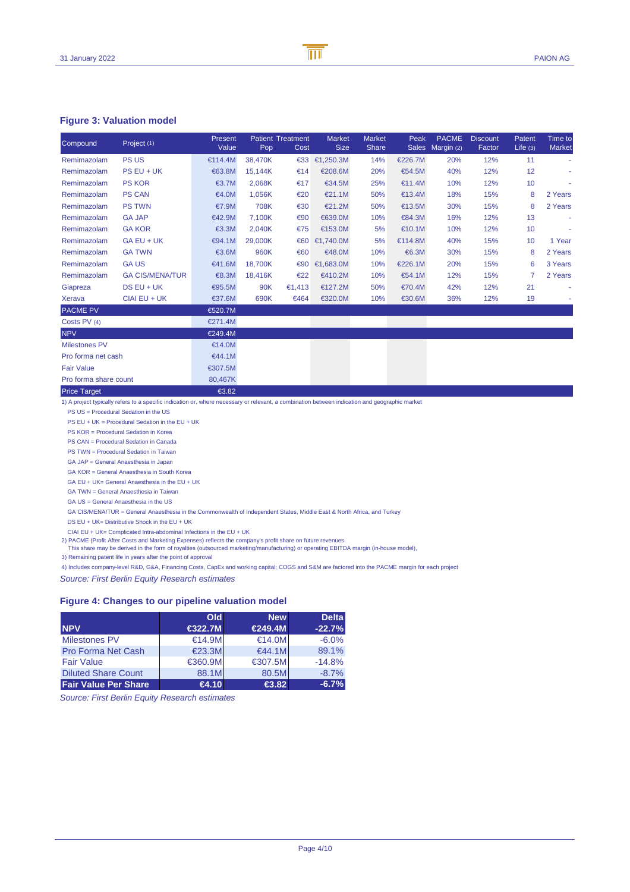### Figure 3: Valuation model

| Compound | Project (1) | Present Value | Patient Pop | Treatment Cost | Market Size | Market Share | Peak Sales | PACME Margin (2) | Discount Factor | Patent Life (3) | Time to Market |
|---|---|---|---|---|---|---|---|---|---|---|---|
| Remimazolam | PS US | €114.4M | 38,470K | €33 | €1,250.3M | 14% | €226.7M | 20% | 12% | 11 | - |
| Remimazolam | PS EU + UK | €63.8M | 15,144K | €14 | €208.6M | 20% | €54.5M | 40% | 12% | 12 | - |
| Remimazolam | PS KOR | €3.7M | 2,068K | €17 | €34.5M | 25% | €11.4M | 10% | 12% | 10 | - |
| Remimazolam | PS CAN | €4.0M | 1,056K | €20 | €21.1M | 50% | €13.4M | 18% | 15% | 8 | 2 Years |
| Remimazolam | PS TWN | €7.9M | 708K | €30 | €21.2M | 50% | €13.5M | 30% | 15% | 8 | 2 Years |
| Remimazolam | GA JAP | €42.9M | 7,100K | €90 | €639.0M | 10% | €84.3M | 16% | 12% | 13 | - |
| Remimazolam | GA KOR | €3.3M | 2,040K | €75 | €153.0M | 5% | €10.1M | 10% | 12% | 10 | - |
| Remimazolam | GA EU + UK | €94.1M | 29,000K | €60 | €1,740.0M | 5% | €114.8M | 40% | 15% | 10 | 1 Year |
| Remimazolam | GA TWN | €3.6M | 960K | €60 | €48.0M | 10% | €6.3M | 30% | 15% | 8 | 2 Years |
| Remimazolam | GA US | €41.6M | 18,700K | €90 | €1,683.0M | 10% | €226.1M | 20% | 15% | 6 | 3 Years |
| Remimazolam | GA CIS/MENA/TUR | €8.3M | 18,416K | €22 | €410.2M | 10% | €54.1M | 12% | 15% | 7 | 2 Years |
| Giapreza | DS EU + UK | €95.5M | 90K | €1,413 | €127.2M | 50% | €70.4M | 42% | 12% | 21 | - |
| Xerava | CIAI EU + UK | €37.6M | 690K | €464 | €320.0M | 10% | €30.6M | 36% | 12% | 19 | - |
| **PACME PV** | | €520.7M | | | | | | | | | |
| Costs PV (4) | | €271.4M | | | | | | | | | |
| **NPV** | | €249.4M | | | | | | | | | |
| Milestones PV | | €14.0M | | | | | | | | | |
| Pro forma net cash | | €44.1M | | | | | | | | | |
| Fair Value | | €307.5M | | | | | | | | | |
| Pro forma share count | | 80,467K | | | | | | | | | |
| **Price Target** | | €3.82 | | | | | | | | | |

1) A project typically refers to a specific indication or, where necessary or relevant, a combination between indication and geographic market

PS US = Procedural Sedation in the US
PS EU + UK = Procedural Sedation in the EU + UK
PS KOR = Procedural Sedation in Korea
PS CAN = Procedural Sedation in Canada
PS TWN = Procedural Sedation in Taiwan
GA JAP = General Anaesthesia in Japan
GA KOR = General Anaesthesia in South Korea
GA EU + UK= General Anaesthesia in the EU + UK
GA TWN = General Anaesthesia in Taiwan
GA US = General Anaesthesia in the US
GA CIS/MENA/TUR = General Anaesthesia in the Commonwealth of Independent States, Middle East & North Africa, and Turkey
DS EU + UK= Distributive Shock in the EU + UK
CIAI EU + UK= Complicated Intra-abdominal Infections in the EU + UK

2) PACME (Profit After Costs and Marketing Expenses) reflects the company's profit share on future revenues.
This share may be derived in the form of royalties (outsourced marketing/manufacturing) or operating EBITDA margin (in-house model),

3) Remaining patent life in years after the point of approval

4) Includes company-level R&D, G&A, Financing Costs, CapEx and working capital; COGS and S&M are factored into the PACME margin for each project

*Source: First Berlin Equity Research estimates*

### Figure 4: Changes to our pipeline valuation model

| | Old | New | Delta |
|---|---|---|---|
| **NPV** | €322.7M | €249.4M | -22.7% |
| Milestones PV | €14.9M | €14.0M | -6.0% |
| Pro Forma Net Cash | €23.3M | €44.1M | 89.1% |
| Fair Value | €360.9M | €307.5M | -14.8% |
| Diluted Share Count | 88.1M | 80.5M | -8.7% |
| **Fair Value Per Share** | €4.10 | €3.82 | -6.7% |

*Source: First Berlin Equity Research estimates*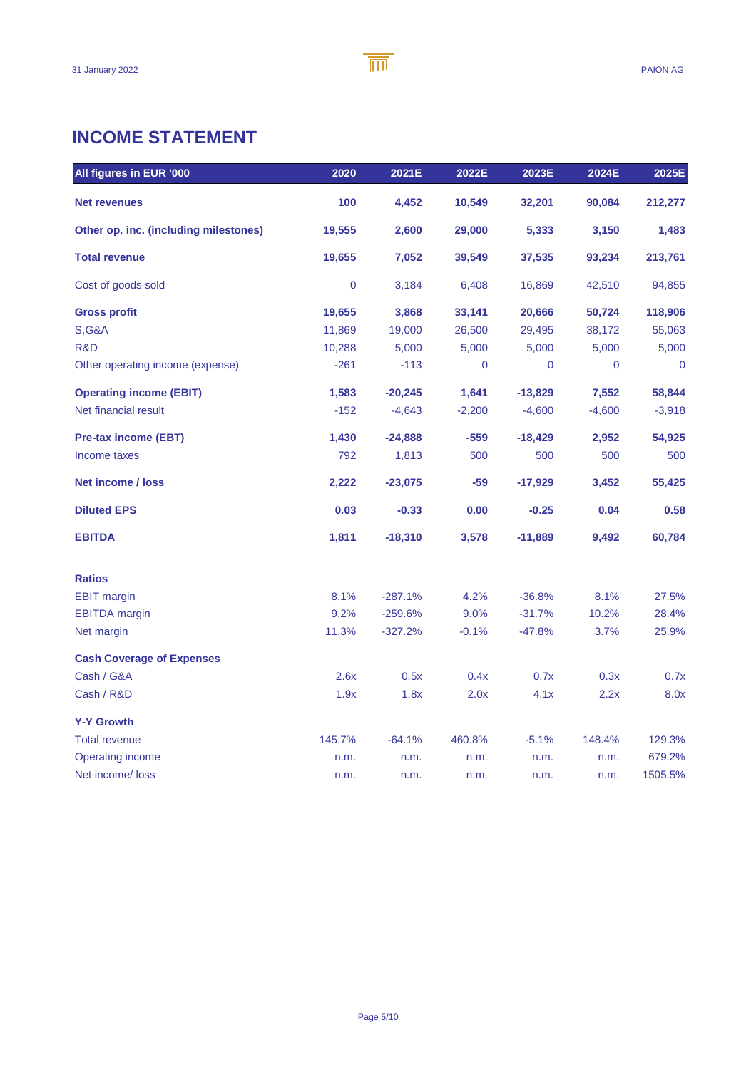# INCOME STATEMENT

| All figures in EUR '000 | 2020 | 2021E | 2022E | 2023E | 2024E | 2025E |
|---|---|---|---|---|---|---|
| **Net revenues** | **100** | **4,452** | **10,549** | **32,201** | **90,084** | **212,277** |
| **Other op. inc. (including milestones)** | **19,555** | **2,600** | **29,000** | **5,333** | **3,150** | **1,483** |
| **Total revenue** | **19,655** | **7,052** | **39,549** | **37,535** | **93,234** | **213,761** |
| Cost of goods sold | 0 | 3,184 | 6,408 | 16,869 | 42,510 | 94,855 |
| **Gross profit** | **19,655** | **3,868** | **33,141** | **20,666** | **50,724** | **118,906** |
| S,G&A | 11,869 | 19,000 | 26,500 | 29,495 | 38,172 | 55,063 |
| R&D | 10,288 | 5,000 | 5,000 | 5,000 | 5,000 | 5,000 |
| Other operating income (expense) | -261 | -113 | 0 | 0 | 0 | 0 |
| **Operating income (EBIT)** | **1,583** | **-20,245** | **1,641** | **-13,829** | **7,552** | **58,844** |
| Net financial result | -152 | -4,643 | -2,200 | -4,600 | -4,600 | -3,918 |
| **Pre-tax income (EBT)** | **1,430** | **-24,888** | **-559** | **-18,429** | **2,952** | **54,925** |
| Income taxes | 792 | 1,813 | 500 | 500 | 500 | 500 |
| **Net income / loss** | **2,222** | **-23,075** | **-59** | **-17,929** | **3,452** | **55,425** |
| **Diluted EPS** | **0.03** | **-0.33** | **0.00** | **-0.25** | **0.04** | **0.58** |
| **EBITDA** | **1,811** | **-18,310** | **3,578** | **-11,889** | **9,492** | **60,784** |
| **Ratios** | | | | | | |
| EBIT margin | 8.1% | -287.1% | 4.2% | -36.8% | 8.1% | 27.5% |
| EBITDA margin | 9.2% | -259.6% | 9.0% | -31.7% | 10.2% | 28.4% |
| Net margin | 11.3% | -327.2% | -0.1% | -47.8% | 3.7% | 25.9% |
| **Cash Coverage of Expenses** | | | | | | |
| Cash / G&A | 2.6x | 0.5x | 0.4x | 0.7x | 0.3x | 0.7x |
| Cash / R&D | 1.9x | 1.8x | 2.0x | 4.1x | 2.2x | 8.0x |
| **Y-Y Growth** | | | | | | |
| Total revenue | 145.7% | -64.1% | 460.8% | -5.1% | 148.4% | 129.3% |
| Operating income | n.m. | n.m. | n.m. | n.m. | n.m. | 679.2% |
| Net income/ loss | n.m. | n.m. | n.m. | n.m. | n.m. | 1505.5% |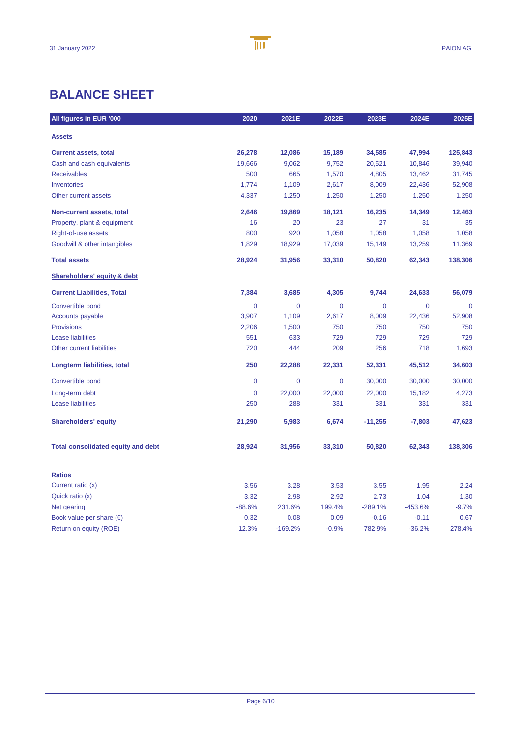# BALANCE SHEET

| All figures in EUR '000 | 2020 | 2021E | 2022E | 2023E | 2024E | 2025E |
|---|---|---|---|---|---|---|
| **Assets** | | | | | | |
| **Current assets, total** | **26,278** | **12,086** | **15,189** | **34,585** | **47,994** | **125,843** |
| Cash and cash equivalents | 19,666 | 9,062 | 9,752 | 20,521 | 10,846 | 39,940 |
| Receivables | 500 | 665 | 1,570 | 4,805 | 13,462 | 31,745 |
| Inventories | 1,774 | 1,109 | 2,617 | 8,009 | 22,436 | 52,908 |
| Other current assets | 4,337 | 1,250 | 1,250 | 1,250 | 1,250 | 1,250 |
| **Non-current assets, total** | **2,646** | **19,869** | **18,121** | **16,235** | **14,349** | **12,463** |
| Property, plant & equipment | 16 | 20 | 23 | 27 | 31 | 35 |
| Right-of-use assets | 800 | 920 | 1,058 | 1,058 | 1,058 | 1,058 |
| Goodwill & other intangibles | 1,829 | 18,929 | 17,039 | 15,149 | 13,259 | 11,369 |
| **Total assets** | **28,924** | **31,956** | **33,310** | **50,820** | **62,343** | **138,306** |
| **Shareholders' equity & debt** | | | | | | |
| **Current Liabilities, Total** | **7,384** | **3,685** | **4,305** | **9,744** | **24,633** | **56,079** |
| Convertible bond | 0 | 0 | 0 | 0 | 0 | 0 |
| Accounts payable | 3,907 | 1,109 | 2,617 | 8,009 | 22,436 | 52,908 |
| Provisions | 2,206 | 1,500 | 750 | 750 | 750 | 750 |
| Lease liabilities | 551 | 633 | 729 | 729 | 729 | 729 |
| Other current liabilities | 720 | 444 | 209 | 256 | 718 | 1,693 |
| **Longterm liabilities, total** | **250** | **22,288** | **22,331** | **52,331** | **45,512** | **34,603** |
| Convertible bond | 0 | 0 | 0 | 30,000 | 30,000 | 30,000 |
| Long-term debt | 0 | 22,000 | 22,000 | 22,000 | 15,182 | 4,273 |
| Lease liabilities | 250 | 288 | 331 | 331 | 331 | 331 |
| **Shareholders' equity** | **21,290** | **5,983** | **6,674** | **-11,255** | **-7,803** | **47,623** |
| **Total consolidated equity and debt** | **28,924** | **31,956** | **33,310** | **50,820** | **62,343** | **138,306** |
| **Ratios** | | | | | | |
| Current ratio (x) | 3.56 | 3.28 | 3.53 | 3.55 | 1.95 | 2.24 |
| Quick ratio (x) | 3.32 | 2.98 | 2.92 | 2.73 | 1.04 | 1.30 |
| Net gearing | -88.6% | 231.6% | 199.4% | -289.1% | -453.6% | -9.7% |
| Book value per share (€) | 0.32 | 0.08 | 0.09 | -0.16 | -0.11 | 0.67 |
| Return on equity (ROE) | 12.3% | -169.2% | -0.9% | 782.9% | -36.2% | 278.4% |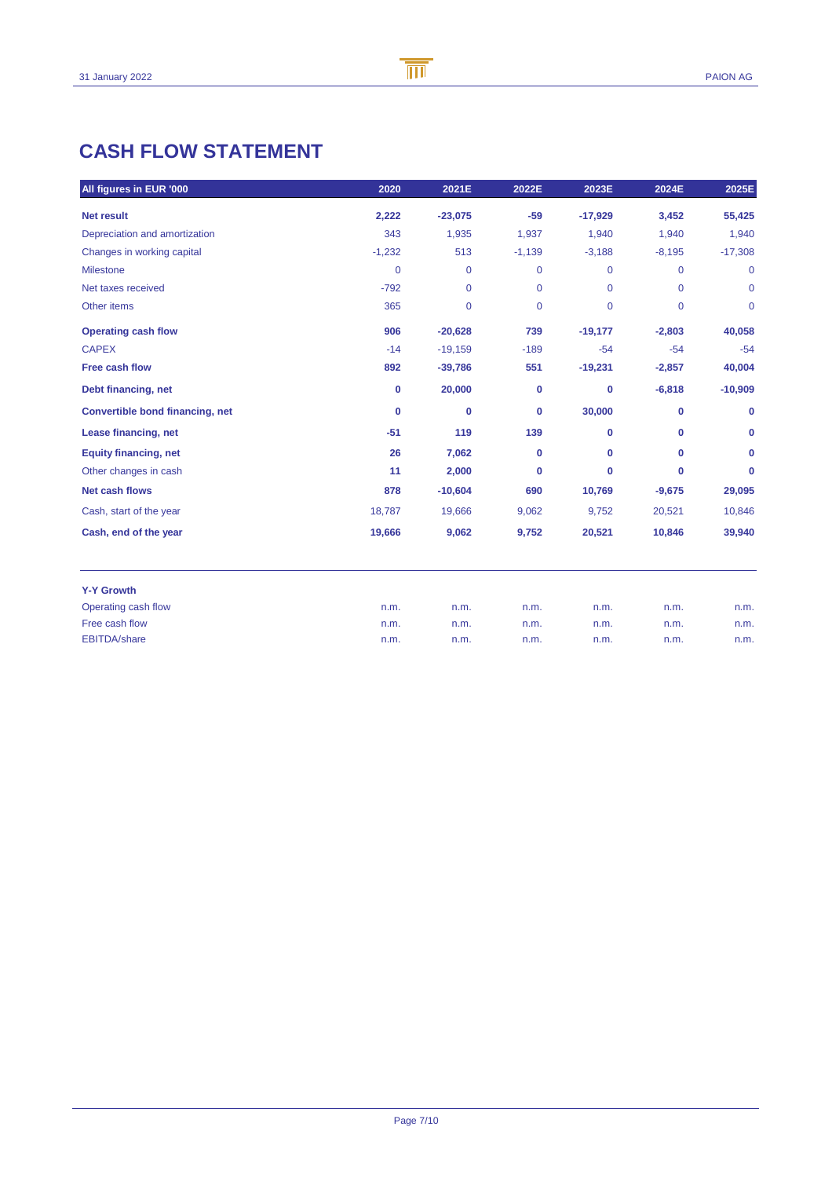# CASH FLOW STATEMENT

| All figures in EUR '000 | 2020 | 2021E | 2022E | 2023E | 2024E | 2025E |
|---|---|---|---|---|---|---|
| **Net result** | **2,222** | **-23,075** | **-59** | **-17,929** | **3,452** | **55,425** |
| Depreciation and amortization | 343 | 1,935 | 1,937 | 1,940 | 1,940 | 1,940 |
| Changes in working capital | -1,232 | 513 | -1,139 | -3,188 | -8,195 | -17,308 |
| Milestone | 0 | 0 | 0 | 0 | 0 | 0 |
| Net taxes received | -792 | 0 | 0 | 0 | 0 | 0 |
| Other items | 365 | 0 | 0 | 0 | 0 | 0 |
| **Operating cash flow** | **906** | **-20,628** | **739** | **-19,177** | **-2,803** | **40,058** |
| CAPEX | -14 | -19,159 | -189 | -54 | -54 | -54 |
| **Free cash flow** | **892** | **-39,786** | **551** | **-19,231** | **-2,857** | **40,004** |
| **Debt financing, net** | **0** | **20,000** | **0** | **0** | **-6,818** | **-10,909** |
| **Convertible bond financing, net** | **0** | **0** | **0** | **30,000** | **0** | **0** |
| **Lease financing, net** | **-51** | **119** | **139** | **0** | **0** | **0** |
| **Equity financing, net** | **26** | **7,062** | **0** | **0** | **0** | **0** |
| Other changes in cash | **11** | **2,000** | **0** | **0** | **0** | **0** |
| **Net cash flows** | **878** | **-10,604** | **690** | **10,769** | **-9,675** | **29,095** |
| Cash, start of the year | 18,787 | 19,666 | 9,062 | 9,752 | 20,521 | 10,846 |
| **Cash, end of the year** | **19,666** | **9,062** | **9,752** | **20,521** | **10,846** | **39,940** |

| **Y-Y Growth** | | | | | | |
|---|---|---|---|---|---|---|
| Operating cash flow | n.m. | n.m. | n.m. | n.m. | n.m. | n.m. |
| Free cash flow | n.m. | n.m. | n.m. | n.m. | n.m. | n.m. |
| EBITDA/share | n.m. | n.m. | n.m. | n.m. | n.m. | n.m. |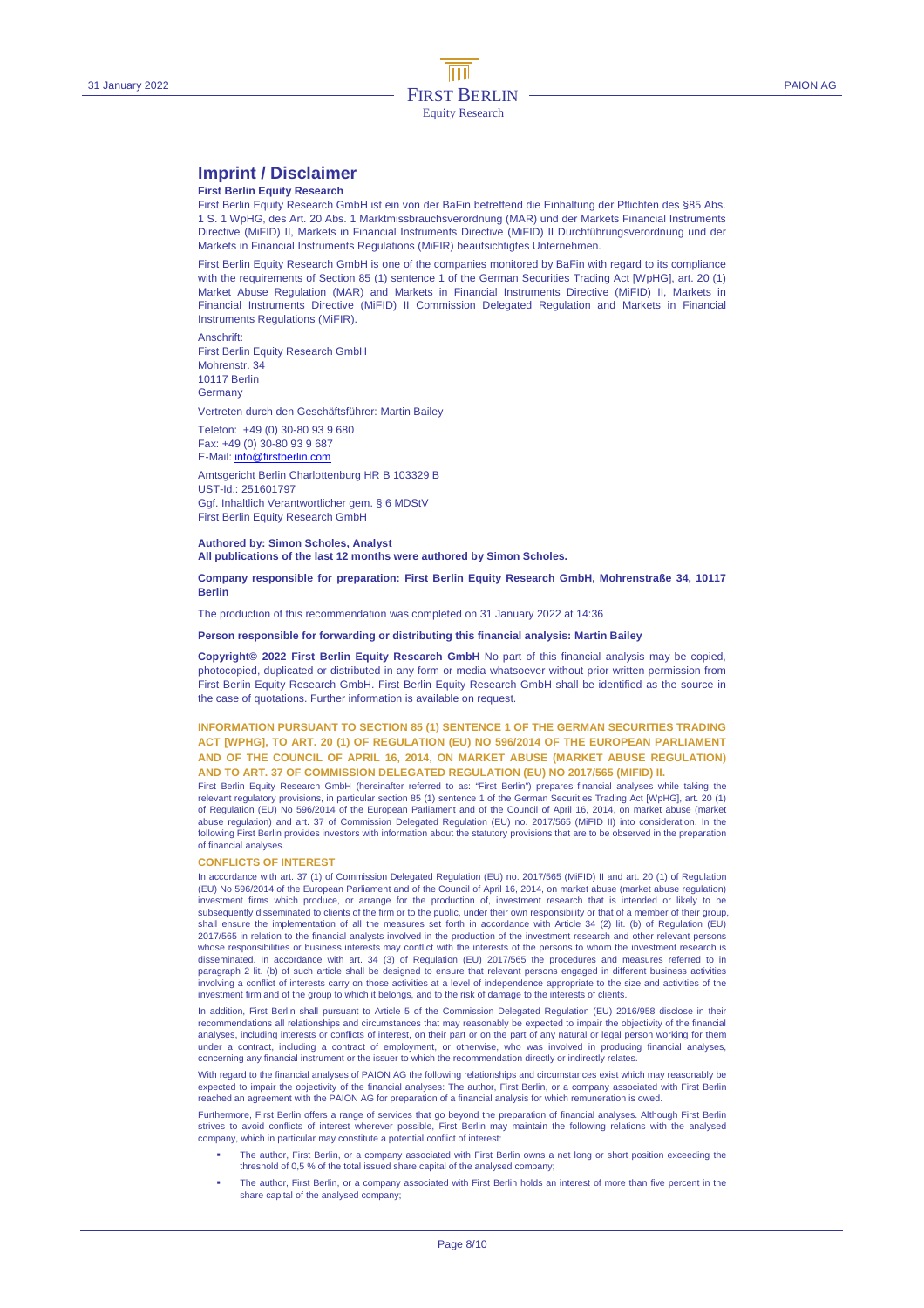# Imprint / Disclaimer

**First Berlin Equity Research**

First Berlin Equity Research GmbH ist ein von der BaFin betreffend die Einhaltung der Pflichten des §85 Abs. 1 S. 1 WpHG, des Art. 20 Abs. 1 Marktmissbrauchsverordnung (MAR) und der Markets Financial Instruments Directive (MiFID) II, Markets in Financial Instruments Directive (MiFID) II Durchführungsverordnung und der Markets in Financial Instruments Regulations (MiFIR) beaufsichtigtes Unternehmen.

First Berlin Equity Research GmbH is one of the companies monitored by BaFin with regard to its compliance with the requirements of Section 85 (1) sentence 1 of the German Securities Trading Act [WpHG], art. 20 (1) Market Abuse Regulation (MAR) and Markets in Financial Instruments Directive (MiFID) II, Markets in Financial Instruments Directive (MiFID) II Commission Delegated Regulation and Markets in Financial Instruments Regulations (MiFIR).

Anschrift:
First Berlin Equity Research GmbH
Mohrenstr. 34
10117 Berlin
Germany

Vertreten durch den Geschäftsführer: Martin Bailey

Telefon: +49 (0) 30-80 93 9 680
Fax: +49 (0) 30-80 93 9 687
E-Mail: info@firstberlin.com

Amtsgericht Berlin Charlottenburg HR B 103329 B
UST-Id.: 251601797
Ggf. Inhaltlich Verantwortlicher gem. § 6 MDStV
First Berlin Equity Research GmbH

**Authored by: Simon Scholes, Analyst**
**All publications of the last 12 months were authored by Simon Scholes.**

**Company responsible for preparation: First Berlin Equity Research GmbH, Mohrenstraße 34, 10117 Berlin**

The production of this recommendation was completed on 31 January 2022 at 14:36

**Person responsible for forwarding or distributing this financial analysis: Martin Bailey**

**Copyright© 2022 First Berlin Equity Research GmbH** No part of this financial analysis may be copied, photocopied, duplicated or distributed in any form or media whatsoever without prior written permission from First Berlin Equity Research GmbH. First Berlin Equity Research GmbH shall be identified as the source in the case of quotations. Further information is available on request.

## INFORMATION PURSUANT TO SECTION 85 (1) SENTENCE 1 OF THE GERMAN SECURITIES TRADING ACT [WPHG], TO ART. 20 (1) OF REGULATION (EU) NO 596/2014 OF THE EUROPEAN PARLIAMENT AND OF THE COUNCIL OF APRIL 16, 2014, ON MARKET ABUSE (MARKET ABUSE REGULATION) AND TO ART. 37 OF COMMISSION DELEGATED REGULATION (EU) NO 2017/565 (MIFID) II.

First Berlin Equity Research GmbH (hereinafter referred to as: "First Berlin") prepares financial analyses while taking the relevant regulatory provisions, in particular section 85 (1) sentence 1 of the German Securities Trading Act [WpHG], art. 20 (1) of Regulation (EU) No 596/2014 of the European Parliament and of the Council of April 16, 2014, on market abuse (market abuse regulation) and art. 37 of Commission Delegated Regulation (EU) no. 2017/565 (MiFID II) into consideration. In the following First Berlin provides investors with information about the statutory provisions that are to be observed in the preparation of financial analyses.

## CONFLICTS OF INTEREST

In accordance with art. 37 (1) of Commission Delegated Regulation (EU) no. 2017/565 (MiFID) II and art. 20 (1) of Regulation (EU) No 596/2014 of the European Parliament and of the Council of April 16, 2014, on market abuse (market abuse regulation) investment firms which produce, or arrange for the production of, investment research that is intended or likely to be subsequently disseminated to clients of the firm or to the public, under their own responsibility or that of a member of their group, shall ensure the implementation of all the measures set forth in accordance with Article 34 (2) lit. (b) of Regulation (EU) 2017/565 in relation to the financial analysts involved in the production of the investment research and other relevant persons whose responsibilities or business interests may conflict with the interests of the persons to whom the investment research is disseminated. In accordance with art. 34 (3) of Regulation (EU) 2017/565 the procedures and measures referred to in paragraph 2 lit. (b) of such article shall be designed to ensure that relevant persons engaged in different business activities involving a conflict of interests carry on those activities at a level of independence appropriate to the size and activities of the investment firm and of the group to which it belongs, and to the risk of damage to the interests of clients.

In addition, First Berlin shall pursuant to Article 5 of the Commission Delegated Regulation (EU) 2016/958 disclose in their recommendations all relationships and circumstances that may reasonably be expected to impair the objectivity of the financial analyses, including interests or conflicts of interest, on their part or on the part of any natural or legal person working for them under a contract, including a contract of employment, or otherwise, who was involved in producing financial analyses, concerning any financial instrument or the issuer to which the recommendation directly or indirectly relates.

With regard to the financial analyses of PAION AG the following relationships and circumstances exist which may reasonably be expected to impair the objectivity of the financial analyses: The author, First Berlin, or a company associated with First Berlin reached an agreement with the PAION AG for preparation of a financial analysis for which remuneration is owed.

Furthermore, First Berlin offers a range of services that go beyond the preparation of financial analyses. Although First Berlin strives to avoid conflicts of interest wherever possible, First Berlin may maintain the following relations with the analysed company, which in particular may constitute a potential conflict of interest:

- The author, First Berlin, or a company associated with First Berlin owns a net long or short position exceeding the threshold of 0,5 % of the total issued share capital of the analysed company;
- The author, First Berlin, or a company associated with First Berlin holds an interest of more than five percent in the share capital of the analysed company;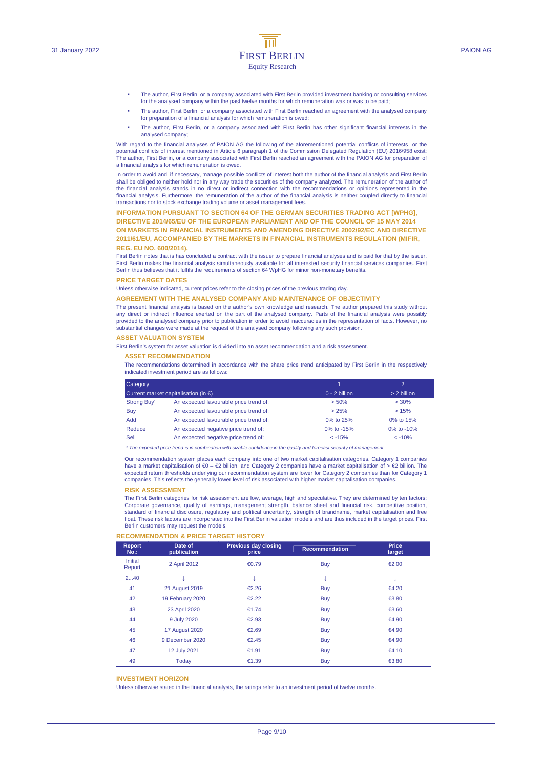- The author, First Berlin, or a company associated with First Berlin provided investment banking or consulting services for the analysed company within the past twelve months for which remuneration was or was to be paid;
- The author, First Berlin, or a company associated with First Berlin reached an agreement with the analysed company for preparation of a financial analysis for which remuneration is owed;
- The author, First Berlin, or a company associated with First Berlin has other significant financial interests in the analysed company;

With regard to the financial analyses of PAION AG the following of the aforementioned potential conflicts of interests or the potential conflicts of interest mentioned in Article 6 paragraph 1 of the Commission Delegated Regulation (EU) 2016/958 exist: The author, First Berlin, or a company associated with First Berlin reached an agreement with the PAION AG for preparation of a financial analysis for which remuneration is owed.

In order to avoid and, if necessary, manage possible conflicts of interest both the author of the financial analysis and First Berlin shall be obliged to neither hold nor in any way trade the securities of the company analyzed. The remuneration of the author of the financial analysis stands in no direct or indirect connection with the recommendations or opinions represented in the financial analysis. Furthermore, the remuneration of the author of the financial analysis is neither coupled directly to financial transactions nor to stock exchange trading volume or asset management fees.

## INFORMATION PURSUANT TO SECTION 64 OF THE GERMAN SECURITIES TRADING ACT [WPHG], DIRECTIVE 2014/65/EU OF THE EUROPEAN PARLIAMENT AND OF THE COUNCIL OF 15 MAY 2014 ON MARKETS IN FINANCIAL INSTRUMENTS AND AMENDING DIRECTIVE 2002/92/EC AND DIRECTIVE 2011/61/EU, ACCOMPANIED BY THE MARKETS IN FINANCIAL INSTRUMENTS REGULATION (MIFIR, REG. EU NO. 600/2014).

First Berlin notes that is has concluded a contract with the issuer to prepare financial analyses and is paid for that by the issuer. First Berlin makes the financial analysis simultaneously available for all interested security financial services companies. First Berlin thus believes that it fulfils the requirements of section 64 WpHG for minor non-monetary benefits.

## PRICE TARGET DATES

Unless otherwise indicated, current prices refer to the closing prices of the previous trading day.

## AGREEMENT WITH THE ANALYSED COMPANY AND MAINTENANCE OF OBJECTIVITY

The present financial analysis is based on the author's own knowledge and research. The author prepared this study without any direct or indirect influence exerted on the part of the analysed company. Parts of the financial analysis were possibly provided to the analysed company prior to publication in order to avoid inaccuracies in the representation of facts. However, no substantial changes were made at the request of the analysed company following any such provision.

## ASSET VALUATION SYSTEM

First Berlin's system for asset valuation is divided into an asset recommendation and a risk assessment.

### ASSET RECOMMENDATION

The recommendations determined in accordance with the share price trend anticipated by First Berlin in the respectively indicated investment period are as follows:

| Category | | 1 | 2 |
|---|---|---|---|
| Current market capitalisation (in €) | | 0 - 2 billion | > 2 billion |
| Strong Buy[1] | An expected favourable price trend of: | > 50% | > 30% |
| Buy | An expected favourable price trend of: | > 25% | > 15% |
| Add | An expected favourable price trend of: | 0% to 25% | 0% to 15% |
| Reduce | An expected negative price trend of: | 0% to -15% | 0% to -10% |
| Sell | An expected negative price trend of: | < -15% | < -10% |

*[1] The expected price trend is in combination with sizable confidence in the quality and forecast security of management.*

Our recommendation system places each company into one of two market capitalisation categories. Category 1 companies have a market capitalisation of €0 – €2 billion, and Category 2 companies have a market capitalisation of > €2 billion. The expected return thresholds underlying our recommendation system are lower for Category 2 companies than for Category 1 companies. This reflects the generally lower level of risk associated with higher market capitalisation companies.

### RISK ASSESSMENT

The First Berlin categories for risk assessment are low, average, high and speculative. They are determined by ten factors: Corporate governance, quality of earnings, management strength, balance sheet and financial risk, competitive position, standard of financial disclosure, regulatory and political uncertainty, strength of brandname, market capitalisation and free float. These risk factors are incorporated into the First Berlin valuation models and are thus included in the target prices. First Berlin customers may request the models.

## RECOMMENDATION & PRICE TARGET HISTORY

| Report No.: | Date of publication | Previous day closing price | Recommendation | Price target |
|---|---|---|---|---|
| Initial Report | 2 April 2012 | €0.79 | Buy | €2.00 |
| 2...40 | ↓ | ↓ | ↓ | ↓ |
| 41 | 21 August 2019 | €2.26 | Buy | €4.20 |
| 42 | 19 February 2020 | €2.22 | Buy | €3.80 |
| 43 | 23 April 2020 | €1.74 | Buy | €3.60 |
| 44 | 9 July 2020 | €2.93 | Buy | €4.90 |
| 45 | 17 August 2020 | €2.69 | Buy | €4.90 |
| 46 | 9 December 2020 | €2.45 | Buy | €4.90 |
| 47 | 12 July 2021 | €1.91 | Buy | €4.10 |
| 49 | Today | €1.39 | Buy | €3.80 |

## INVESTMENT HORIZON

Unless otherwise stated in the financial analysis, the ratings refer to an investment period of twelve months.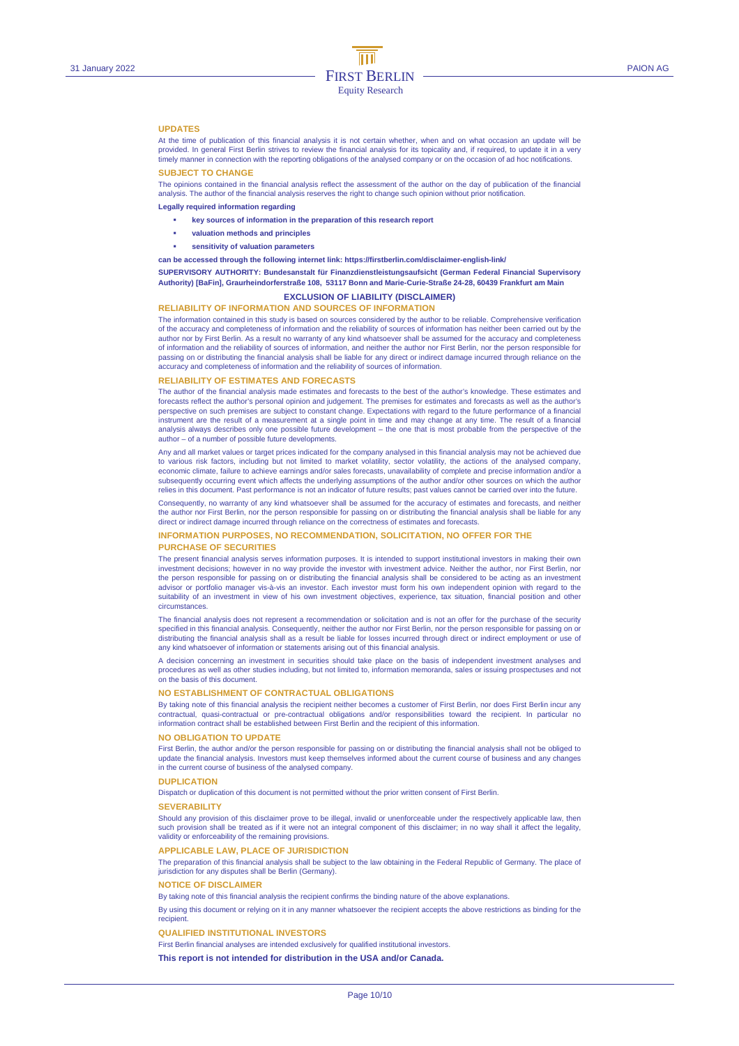## UPDATES

At the time of publication of this financial analysis it is not certain whether, when and on what occasion an update will be provided. In general First Berlin strives to review the financial analysis for its topicality and, if required, to update it in a very timely manner in connection with the reporting obligations of the analysed company or on the occasion of ad hoc notifications.

## SUBJECT TO CHANGE

The opinions contained in the financial analysis reflect the assessment of the author on the day of publication of the financial analysis. The author of the financial analysis reserves the right to change such opinion without prior notification.

**Legally required information regarding**

- **key sources of information in the preparation of this research report**
- **valuation methods and principles**
- **sensitivity of valuation parameters**

**can be accessed through the following internet link: https://firstberlin.com/disclaimer-english-link/**

**SUPERVISORY AUTHORITY: Bundesanstalt für Finanzdienstleistungsaufsicht (German Federal Financial Supervisory Authority) [BaFin], Graurheindorferstraße 108, 53117 Bonn and Marie-Curie-Straße 24-28, 60439 Frankfurt am Main**

# EXCLUSION OF LIABILITY (DISCLAIMER)

## RELIABILITY OF INFORMATION AND SOURCES OF INFORMATION

The information contained in this study is based on sources considered by the author to be reliable. Comprehensive verification of the accuracy and completeness of information and the reliability of sources of information has neither been carried out by the author nor by First Berlin. As a result no warranty of any kind whatsoever shall be assumed for the accuracy and completeness of information and the reliability of sources of information, and neither the author nor First Berlin, nor the person responsible for passing on or distributing the financial analysis shall be liable for any direct or indirect damage incurred through reliance on the accuracy and completeness of information and the reliability of sources of information.

## RELIABILITY OF ESTIMATES AND FORECASTS

The author of the financial analysis made estimates and forecasts to the best of the author's knowledge. These estimates and forecasts reflect the author's personal opinion and judgement. The premises for estimates and forecasts as well as the author's perspective on such premises are subject to constant change. Expectations with regard to the future performance of a financial instrument are the result of a measurement at a single point in time and may change at any time. The result of a financial analysis always describes only one possible future development – the one that is most probable from the perspective of the author – of a number of possible future developments.

Any and all market values or target prices indicated for the company analysed in this financial analysis may not be achieved due to various risk factors, including but not limited to market volatility, sector volatility, the actions of the analysed company, economic climate, failure to achieve earnings and/or sales forecasts, unavailability of complete and precise information and/or a subsequently occurring event which affects the underlying assumptions of the author and/or other sources on which the author relies in this document. Past performance is not an indicator of future results; past values cannot be carried over into the future.

Consequently, no warranty of any kind whatsoever shall be assumed for the accuracy of estimates and forecasts, and neither the author nor First Berlin, nor the person responsible for passing on or distributing the financial analysis shall be liable for any direct or indirect damage incurred through reliance on the correctness of estimates and forecasts.

## INFORMATION PURPOSES, NO RECOMMENDATION, SOLICITATION, NO OFFER FOR THE PURCHASE OF SECURITIES

The present financial analysis serves information purposes. It is intended to support institutional investors in making their own investment decisions; however in no way provide the investor with investment advice. Neither the author, nor First Berlin, nor the person responsible for passing on or distributing the financial analysis shall be considered to be acting as an investment advisor or portfolio manager vis-à-vis an investor. Each investor must form his own independent opinion with regard to the suitability of an investment in view of his own investment objectives, experience, tax situation, financial position and other circumstances.

The financial analysis does not represent a recommendation or solicitation and is not an offer for the purchase of the security specified in this financial analysis. Consequently, neither the author nor First Berlin, nor the person responsible for passing on or distributing the financial analysis shall as a result be liable for losses incurred through direct or indirect employment or use of any kind whatsoever of information or statements arising out of this financial analysis.

A decision concerning an investment in securities should take place on the basis of independent investment analyses and procedures as well as other studies including, but not limited to, information memoranda, sales or issuing prospectuses and not on the basis of this document.

## NO ESTABLISHMENT OF CONTRACTUAL OBLIGATIONS

By taking note of this financial analysis the recipient neither becomes a customer of First Berlin, nor does First Berlin incur any contractual, quasi-contractual or pre-contractual obligations and/or responsibilities toward the recipient. In particular no information contract shall be established between First Berlin and the recipient of this information.

## NO OBLIGATION TO UPDATE

First Berlin, the author and/or the person responsible for passing on or distributing the financial analysis shall not be obliged to update the financial analysis. Investors must keep themselves informed about the current course of business and any changes in the current course of business of the analysed company.

## DUPLICATION

Dispatch or duplication of this document is not permitted without the prior written consent of First Berlin.

## SEVERABILITY

Should any provision of this disclaimer prove to be illegal, invalid or unenforceable under the respectively applicable law, then such provision shall be treated as if it were not an integral component of this disclaimer; in no way shall it affect the legality, validity or enforceability of the remaining provisions.

## APPLICABLE LAW, PLACE OF JURISDICTION

The preparation of this financial analysis shall be subject to the law obtaining in the Federal Republic of Germany. The place of jurisdiction for any disputes shall be Berlin (Germany).

## NOTICE OF DISCLAIMER

By taking note of this financial analysis the recipient confirms the binding nature of the above explanations.

By using this document or relying on it in any manner whatsoever the recipient accepts the above restrictions as binding for the recipient.

## QUALIFIED INSTITUTIONAL INVESTORS

First Berlin financial analyses are intended exclusively for qualified institutional investors.

**This report is not intended for distribution in the USA and/or Canada.**